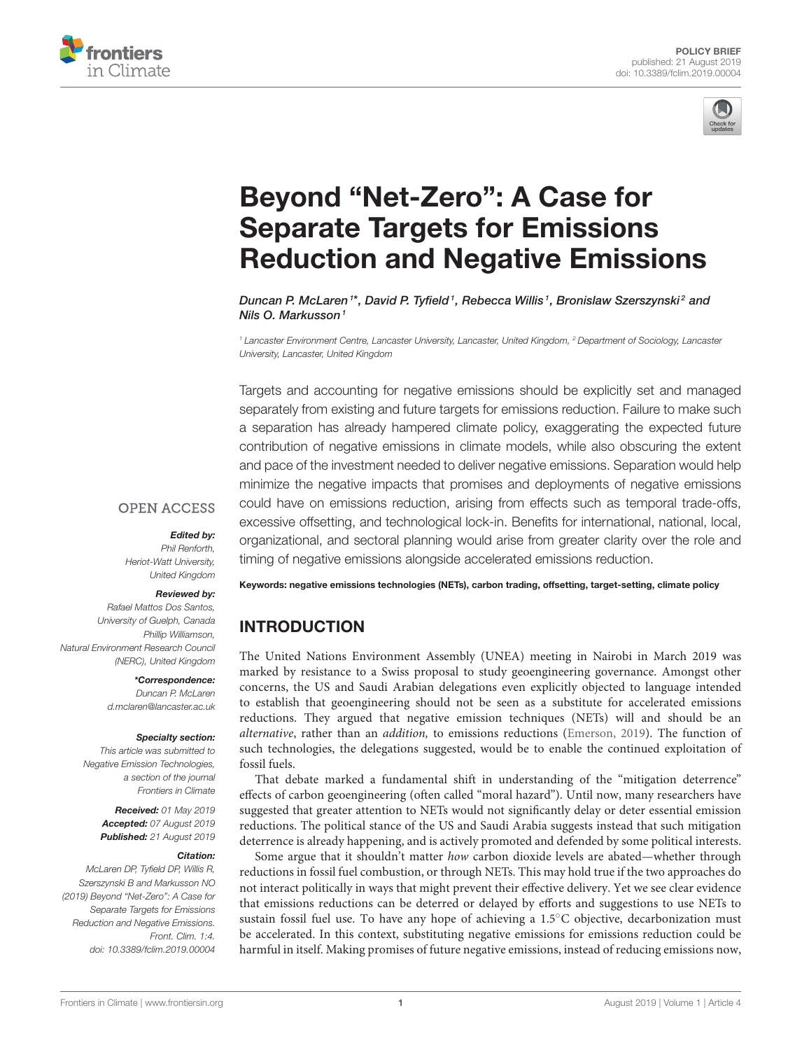POLICY BRIEF
published: 21 August 2019
doi: 10.3389/fclim.2019.00004

# Beyond "Net-Zero": A Case for Separate Targets for Emissions Reduction and Negative Emissions

*Duncan P. McLaren[1]\*, David P. Tyfield[1], Rebecca Willis[1], Bronislaw Szerszynski[2] and Nils O. Markusson[1]*

[1] Lancaster Environment Centre, Lancaster University, Lancaster, United Kingdom, [2] Department of Sociology, Lancaster University, Lancaster, United Kingdom

OPEN ACCESS

***Edited by:***
Phil Renforth,
Heriot-Watt University,
United Kingdom

***Reviewed by:***
Rafael Mattos Dos Santos,
University of Guelph, Canada
Phillip Williamson,
Natural Environment Research Council
(NERC), United Kingdom

***\*Correspondence:***
Duncan P. McLaren
d.mclaren@lancaster.ac.uk

***Specialty section:***
This article was submitted to
Negative Emission Technologies,
a section of the journal
Frontiers in Climate

***Received:*** 01 May 2019
***Accepted:*** 07 August 2019
***Published:*** 21 August 2019

***Citation:***
McLaren DP, Tyfield DP, Willis R,
Szerszynski B and Markusson NO
(2019) Beyond "Net-Zero": A Case for
Separate Targets for Emissions
Reduction and Negative Emissions.
Front. Clim. 1:4.
doi: 10.3389/fclim.2019.00004

Targets and accounting for negative emissions should be explicitly set and managed separately from existing and future targets for emissions reduction. Failure to make such a separation has already hampered climate policy, exaggerating the expected future contribution of negative emissions in climate models, while also obscuring the extent and pace of the investment needed to deliver negative emissions. Separation would help minimize the negative impacts that promises and deployments of negative emissions could have on emissions reduction, arising from effects such as temporal trade-offs, excessive offsetting, and technological lock-in. Benefits for international, national, local, organizational, and sectoral planning would arise from greater clarity over the role and timing of negative emissions alongside accelerated emissions reduction.

**Keywords: negative emissions technologies (NETs), carbon trading, offsetting, target-setting, climate policy**

## INTRODUCTION

The United Nations Environment Assembly (UNEA) meeting in Nairobi in March 2019 was marked by resistance to a Swiss proposal to study geoengineering governance. Amongst other concerns, the US and Saudi Arabian delegations even explicitly objected to language intended to establish that geoengineering should not be seen as a substitute for accelerated emissions reductions. They argued that negative emission techniques (NETs) will and should be an *alternative*, rather than an *addition,* to emissions reductions (Emerson, 2019). The function of such technologies, the delegations suggested, would be to enable the continued exploitation of fossil fuels.

That debate marked a fundamental shift in understanding of the "mitigation deterrence" effects of carbon geoengineering (often called "moral hazard"). Until now, many researchers have suggested that greater attention to NETs would not significantly delay or deter essential emission reductions. The political stance of the US and Saudi Arabia suggests instead that such mitigation deterrence is already happening, and is actively promoted and defended by some political interests.

Some argue that it shouldn't matter *how* carbon dioxide levels are abated—whether through reductions in fossil fuel combustion, or through NETs. This may hold true if the two approaches do not interact politically in ways that might prevent their effective delivery. Yet we see clear evidence that emissions reductions can be deterred or delayed by efforts and suggestions to use NETs to sustain fossil fuel use. To have any hope of achieving a 1.5°C objective, decarbonization must be accelerated. In this context, substituting negative emissions for emissions reduction could be harmful in itself. Making promises of future negative emissions, instead of reducing emissions now,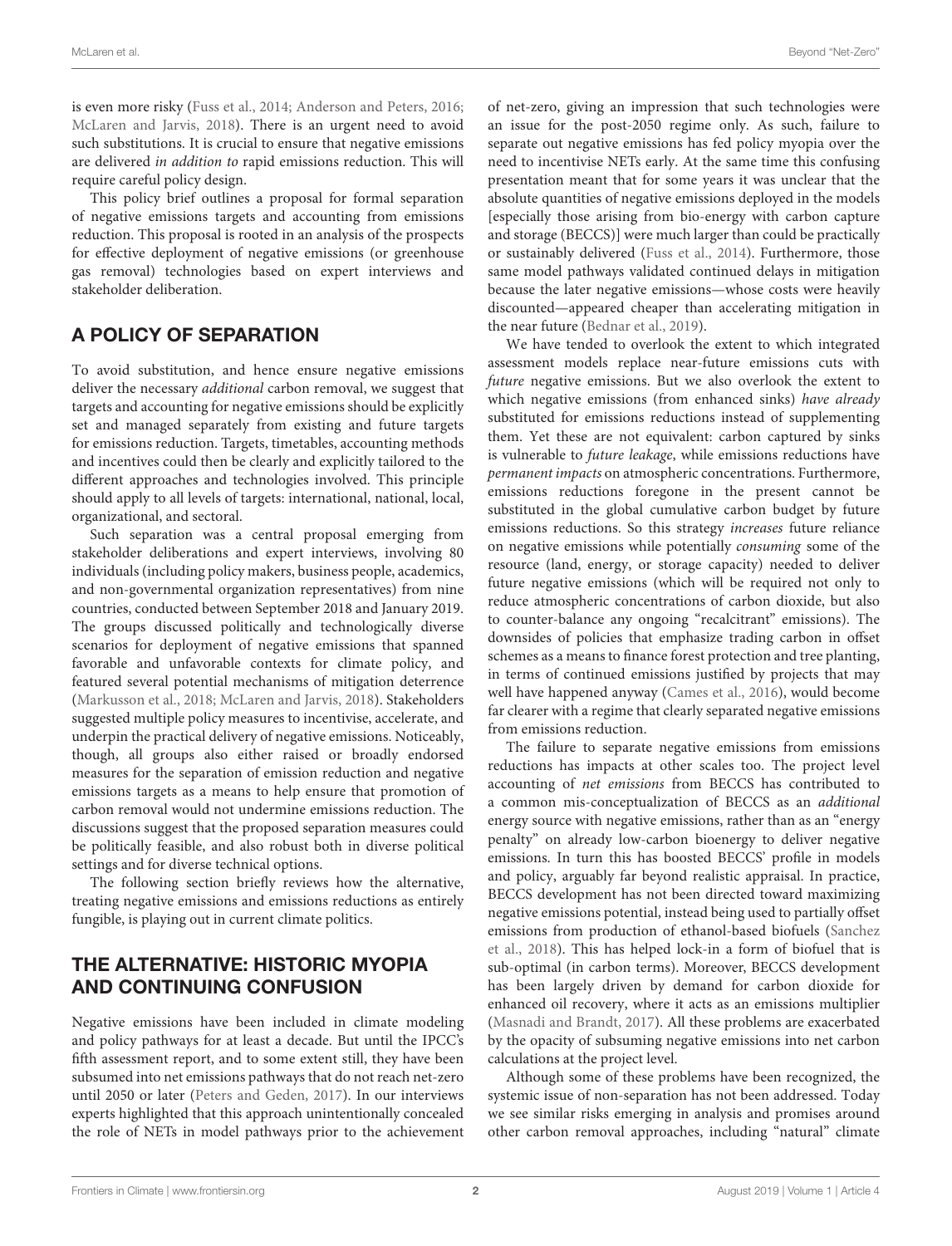is even more risky (Fuss et al., 2014; Anderson and Peters, 2016; McLaren and Jarvis, 2018). There is an urgent need to avoid such substitutions. It is crucial to ensure that negative emissions are delivered *in addition to* rapid emissions reduction. This will require careful policy design.

This policy brief outlines a proposal for formal separation of negative emissions targets and accounting from emissions reduction. This proposal is rooted in an analysis of the prospects for effective deployment of negative emissions (or greenhouse gas removal) technologies based on expert interviews and stakeholder deliberation.

## A POLICY OF SEPARATION

To avoid substitution, and hence ensure negative emissions deliver the necessary *additional* carbon removal, we suggest that targets and accounting for negative emissions should be explicitly set and managed separately from existing and future targets for emissions reduction. Targets, timetables, accounting methods and incentives could then be clearly and explicitly tailored to the different approaches and technologies involved. This principle should apply to all levels of targets: international, national, local, organizational, and sectoral.

Such separation was a central proposal emerging from stakeholder deliberations and expert interviews, involving 80 individuals (including policy makers, business people, academics, and non-governmental organization representatives) from nine countries, conducted between September 2018 and January 2019. The groups discussed politically and technologically diverse scenarios for deployment of negative emissions that spanned favorable and unfavorable contexts for climate policy, and featured several potential mechanisms of mitigation deterrence (Markusson et al., 2018; McLaren and Jarvis, 2018). Stakeholders suggested multiple policy measures to incentivise, accelerate, and underpin the practical delivery of negative emissions. Noticeably, though, all groups also either raised or broadly endorsed measures for the separation of emission reduction and negative emissions targets as a means to help ensure that promotion of carbon removal would not undermine emissions reduction. The discussions suggest that the proposed separation measures could be politically feasible, and also robust both in diverse political settings and for diverse technical options.

The following section briefly reviews how the alternative, treating negative emissions and emissions reductions as entirely fungible, is playing out in current climate politics.

## THE ALTERNATIVE: HISTORIC MYOPIA AND CONTINUING CONFUSION

Negative emissions have been included in climate modeling and policy pathways for at least a decade. But until the IPCC's fifth assessment report, and to some extent still, they have been subsumed into net emissions pathways that do not reach net-zero until 2050 or later (Peters and Geden, 2017). In our interviews experts highlighted that this approach unintentionally concealed the role of NETs in model pathways prior to the achievement of net-zero, giving an impression that such technologies were an issue for the post-2050 regime only. As such, failure to separate out negative emissions has fed policy myopia over the need to incentivise NETs early. At the same time this confusing presentation meant that for some years it was unclear that the absolute quantities of negative emissions deployed in the models [especially those arising from bio-energy with carbon capture and storage (BECCS)] were much larger than could be practically or sustainably delivered (Fuss et al., 2014). Furthermore, those same model pathways validated continued delays in mitigation because the later negative emissions—whose costs were heavily discounted—appeared cheaper than accelerating mitigation in the near future (Bednar et al., 2019).

We have tended to overlook the extent to which integrated assessment models replace near-future emissions cuts with *future* negative emissions. But we also overlook the extent to which negative emissions (from enhanced sinks) *have already* substituted for emissions reductions instead of supplementing them. Yet these are not equivalent: carbon captured by sinks is vulnerable to *future leakage*, while emissions reductions have *permanent impacts* on atmospheric concentrations. Furthermore, emissions reductions foregone in the present cannot be substituted in the global cumulative carbon budget by future emissions reductions. So this strategy *increases* future reliance on negative emissions while potentially *consuming* some of the resource (land, energy, or storage capacity) needed to deliver future negative emissions (which will be required not only to reduce atmospheric concentrations of carbon dioxide, but also to counter-balance any ongoing "recalcitrant" emissions). The downsides of policies that emphasize trading carbon in offset schemes as a means to finance forest protection and tree planting, in terms of continued emissions justified by projects that may well have happened anyway (Cames et al., 2016), would become far clearer with a regime that clearly separated negative emissions from emissions reduction.

The failure to separate negative emissions from emissions reductions has impacts at other scales too. The project level accounting of *net emissions* from BECCS has contributed to a common mis-conceptualization of BECCS as an *additional* energy source with negative emissions, rather than as an "energy penalty" on already low-carbon bioenergy to deliver negative emissions. In turn this has boosted BECCS' profile in models and policy, arguably far beyond realistic appraisal. In practice, BECCS development has not been directed toward maximizing negative emissions potential, instead being used to partially offset emissions from production of ethanol-based biofuels (Sanchez et al., 2018). This has helped lock-in a form of biofuel that is sub-optimal (in carbon terms). Moreover, BECCS development has been largely driven by demand for carbon dioxide for enhanced oil recovery, where it acts as an emissions multiplier (Masnadi and Brandt, 2017). All these problems are exacerbated by the opacity of subsuming negative emissions into net carbon calculations at the project level.

Although some of these problems have been recognized, the systemic issue of non-separation has not been addressed. Today we see similar risks emerging in analysis and promises around other carbon removal approaches, including "natural" climate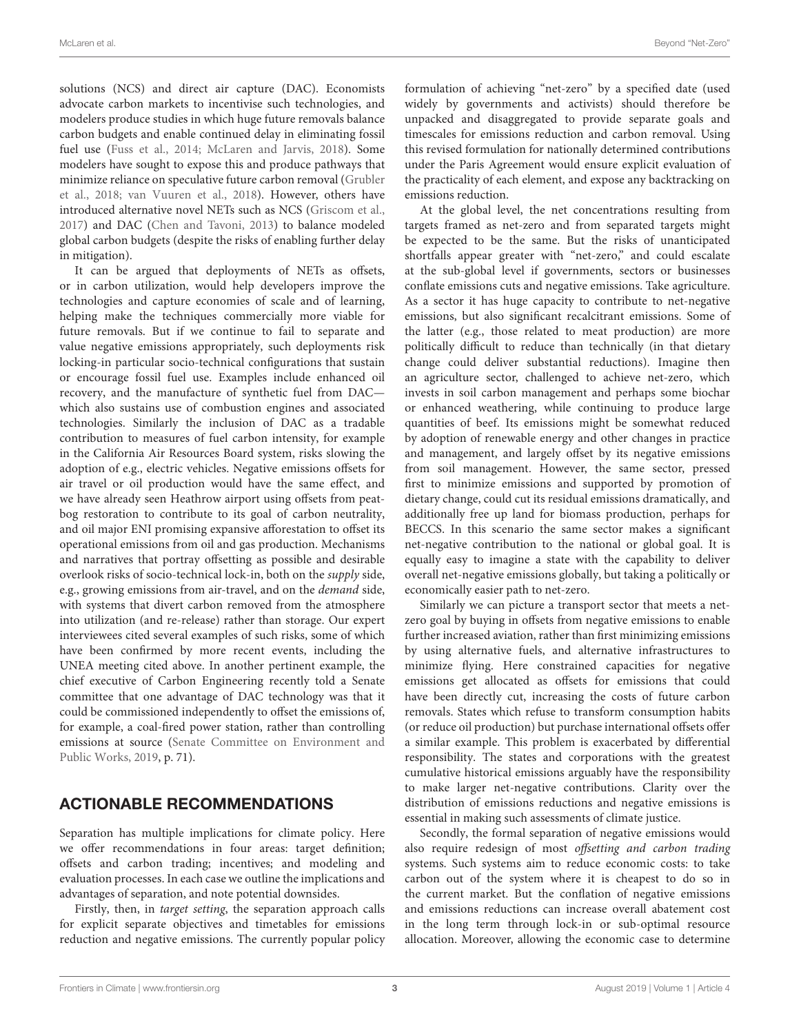solutions (NCS) and direct air capture (DAC). Economists advocate carbon markets to incentivise such technologies, and modelers produce studies in which huge future removals balance carbon budgets and enable continued delay in eliminating fossil fuel use (Fuss et al., 2014; McLaren and Jarvis, 2018). Some modelers have sought to expose this and produce pathways that minimize reliance on speculative future carbon removal (Grubler et al., 2018; van Vuuren et al., 2018). However, others have introduced alternative novel NETs such as NCS (Griscom et al., 2017) and DAC (Chen and Tavoni, 2013) to balance modeled global carbon budgets (despite the risks of enabling further delay in mitigation).

It can be argued that deployments of NETs as offsets, or in carbon utilization, would help developers improve the technologies and capture economies of scale and of learning, helping make the techniques commercially more viable for future removals. But if we continue to fail to separate and value negative emissions appropriately, such deployments risk locking-in particular socio-technical configurations that sustain or encourage fossil fuel use. Examples include enhanced oil recovery, and the manufacture of synthetic fuel from DAC—which also sustains use of combustion engines and associated technologies. Similarly the inclusion of DAC as a tradable contribution to measures of fuel carbon intensity, for example in the California Air Resources Board system, risks slowing the adoption of e.g., electric vehicles. Negative emissions offsets for air travel or oil production would have the same effect, and we have already seen Heathrow airport using offsets from peat-bog restoration to contribute to its goal of carbon neutrality, and oil major ENI promising expansive afforestation to offset its operational emissions from oil and gas production. Mechanisms and narratives that portray offsetting as possible and desirable overlook risks of socio-technical lock-in, both on the *supply* side, e.g., growing emissions from air-travel, and on the *demand* side, with systems that divert carbon removed from the atmosphere into utilization (and re-release) rather than storage. Our expert interviewees cited several examples of such risks, some of which have been confirmed by more recent events, including the UNEA meeting cited above. In another pertinent example, the chief executive of Carbon Engineering recently told a Senate committee that one advantage of DAC technology was that it could be commissioned independently to offset the emissions of, for example, a coal-fired power station, rather than controlling emissions at source (Senate Committee on Environment and Public Works, 2019, p. 71).

## ACTIONABLE RECOMMENDATIONS

Separation has multiple implications for climate policy. Here we offer recommendations in four areas: target definition; offsets and carbon trading; incentives; and modeling and evaluation processes. In each case we outline the implications and advantages of separation, and note potential downsides.

Firstly, then, in *target setting*, the separation approach calls for explicit separate objectives and timetables for emissions reduction and negative emissions. The currently popular policy formulation of achieving "net-zero" by a specified date (used widely by governments and activists) should therefore be unpacked and disaggregated to provide separate goals and timescales for emissions reduction and carbon removal. Using this revised formulation for nationally determined contributions under the Paris Agreement would ensure explicit evaluation of the practicality of each element, and expose any backtracking on emissions reduction.

At the global level, the net concentrations resulting from targets framed as net-zero and from separated targets might be expected to be the same. But the risks of unanticipated shortfalls appear greater with "net-zero," and could escalate at the sub-global level if governments, sectors or businesses conflate emissions cuts and negative emissions. Take agriculture. As a sector it has huge capacity to contribute to net-negative emissions, but also significant recalcitrant emissions. Some of the latter (e.g., those related to meat production) are more politically difficult to reduce than technically (in that dietary change could deliver substantial reductions). Imagine then an agriculture sector, challenged to achieve net-zero, which invests in soil carbon management and perhaps some biochar or enhanced weathering, while continuing to produce large quantities of beef. Its emissions might be somewhat reduced by adoption of renewable energy and other changes in practice and management, and largely offset by its negative emissions from soil management. However, the same sector, pressed first to minimize emissions and supported by promotion of dietary change, could cut its residual emissions dramatically, and additionally free up land for biomass production, perhaps for BECCS. In this scenario the same sector makes a significant net-negative contribution to the national or global goal. It is equally easy to imagine a state with the capability to deliver overall net-negative emissions globally, but taking a politically or economically easier path to net-zero.

Similarly we can picture a transport sector that meets a net-zero goal by buying in offsets from negative emissions to enable further increased aviation, rather than first minimizing emissions by using alternative fuels, and alternative infrastructures to minimize flying. Here constrained capacities for negative emissions get allocated as offsets for emissions that could have been directly cut, increasing the costs of future carbon removals. States which refuse to transform consumption habits (or reduce oil production) but purchase international offsets offer a similar example. This problem is exacerbated by differential responsibility. The states and corporations with the greatest cumulative historical emissions arguably have the responsibility to make larger net-negative contributions. Clarity over the distribution of emissions reductions and negative emissions is essential in making such assessments of climate justice.

Secondly, the formal separation of negative emissions would also require redesign of most *offsetting and carbon trading* systems. Such systems aim to reduce economic costs: to take carbon out of the system where it is cheapest to do so in the current market. But the conflation of negative emissions and emissions reductions can increase overall abatement cost in the long term through lock-in or sub-optimal resource allocation. Moreover, allowing the economic case to determine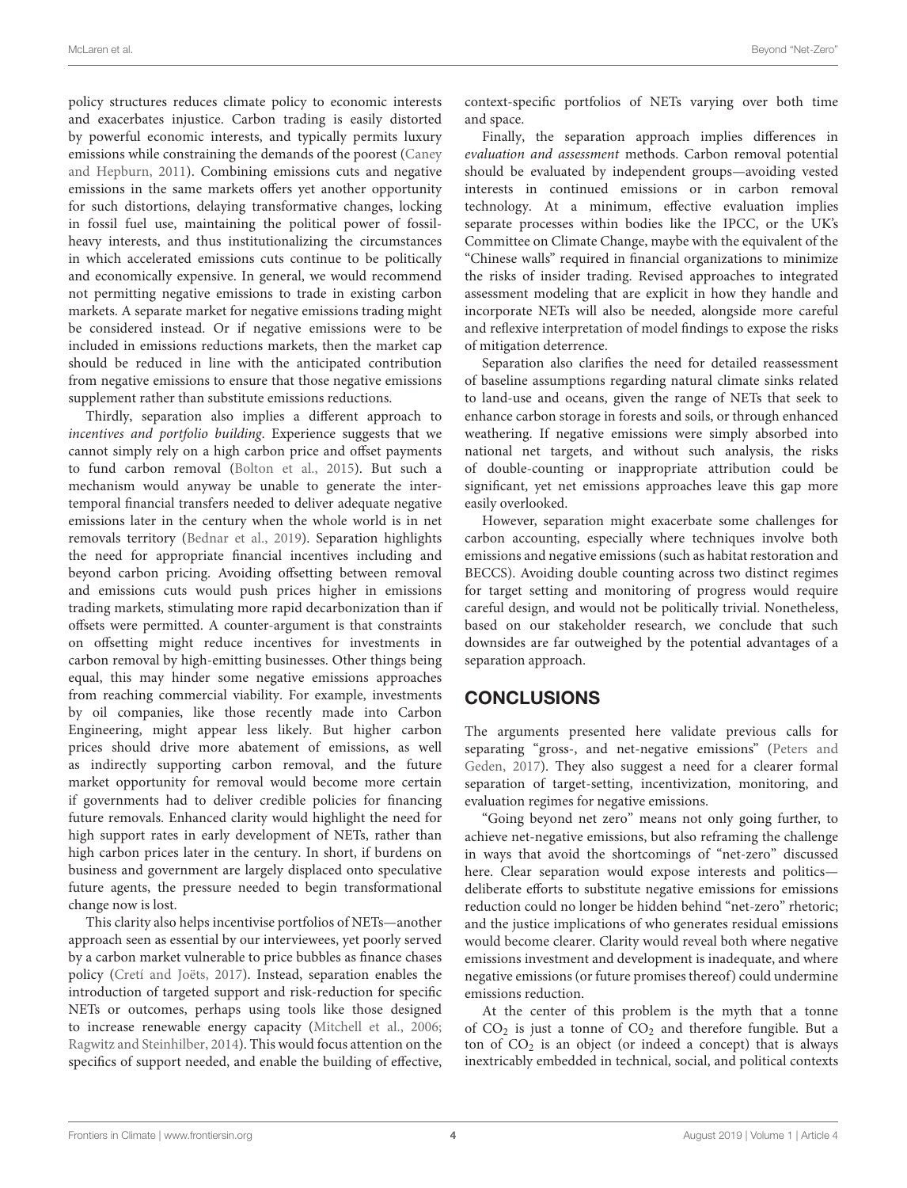policy structures reduces climate policy to economic interests and exacerbates injustice. Carbon trading is easily distorted by powerful economic interests, and typically permits luxury emissions while constraining the demands of the poorest (Caney and Hepburn, 2011). Combining emissions cuts and negative emissions in the same markets offers yet another opportunity for such distortions, delaying transformative changes, locking in fossil fuel use, maintaining the political power of fossil-heavy interests, and thus institutionalizing the circumstances in which accelerated emissions cuts continue to be politically and economically expensive. In general, we would recommend not permitting negative emissions to trade in existing carbon markets. A separate market for negative emissions trading might be considered instead. Or if negative emissions were to be included in emissions reductions markets, then the market cap should be reduced in line with the anticipated contribution from negative emissions to ensure that those negative emissions supplement rather than substitute emissions reductions.

Thirdly, separation also implies a different approach to *incentives and portfolio building*. Experience suggests that we cannot simply rely on a high carbon price and offset payments to fund carbon removal (Bolton et al., 2015). But such a mechanism would anyway be unable to generate the inter-temporal financial transfers needed to deliver adequate negative emissions later in the century when the whole world is in net removals territory (Bednar et al., 2019). Separation highlights the need for appropriate financial incentives including and beyond carbon pricing. Avoiding offsetting between removal and emissions cuts would push prices higher in emissions trading markets, stimulating more rapid decarbonization than if offsets were permitted. A counter-argument is that constraints on offsetting might reduce incentives for investments in carbon removal by high-emitting businesses. Other things being equal, this may hinder some negative emissions approaches from reaching commercial viability. For example, investments by oil companies, like those recently made into Carbon Engineering, might appear less likely. But higher carbon prices should drive more abatement of emissions, as well as indirectly supporting carbon removal, and the future market opportunity for removal would become more certain if governments had to deliver credible policies for financing future removals. Enhanced clarity would highlight the need for high support rates in early development of NETs, rather than high carbon prices later in the century. In short, if burdens on business and government are largely displaced onto speculative future agents, the pressure needed to begin transformational change now is lost.

This clarity also helps incentivise portfolios of NETs—another approach seen as essential by our interviewees, yet poorly served by a carbon market vulnerable to price bubbles as finance chases policy (Cretí and Joëts, 2017). Instead, separation enables the introduction of targeted support and risk-reduction for specific NETs or outcomes, perhaps using tools like those designed to increase renewable energy capacity (Mitchell et al., 2006; Ragwitz and Steinhilber, 2014). This would focus attention on the specifics of support needed, and enable the building of effective, context-specific portfolios of NETs varying over both time and space.

Finally, the separation approach implies differences in *evaluation and assessment* methods. Carbon removal potential should be evaluated by independent groups—avoiding vested interests in continued emissions or in carbon removal technology. At a minimum, effective evaluation implies separate processes within bodies like the IPCC, or the UK's Committee on Climate Change, maybe with the equivalent of the "Chinese walls" required in financial organizations to minimize the risks of insider trading. Revised approaches to integrated assessment modeling that are explicit in how they handle and incorporate NETs will also be needed, alongside more careful and reflexive interpretation of model findings to expose the risks of mitigation deterrence.

Separation also clarifies the need for detailed reassessment of baseline assumptions regarding natural climate sinks related to land-use and oceans, given the range of NETs that seek to enhance carbon storage in forests and soils, or through enhanced weathering. If negative emissions were simply absorbed into national net targets, and without such analysis, the risks of double-counting or inappropriate attribution could be significant, yet net emissions approaches leave this gap more easily overlooked.

However, separation might exacerbate some challenges for carbon accounting, especially where techniques involve both emissions and negative emissions (such as habitat restoration and BECCS). Avoiding double counting across two distinct regimes for target setting and monitoring of progress would require careful design, and would not be politically trivial. Nonetheless, based on our stakeholder research, we conclude that such downsides are far outweighed by the potential advantages of a separation approach.

## CONCLUSIONS

The arguments presented here validate previous calls for separating "gross-, and net-negative emissions" (Peters and Geden, 2017). They also suggest a need for a clearer formal separation of target-setting, incentivization, monitoring, and evaluation regimes for negative emissions.

"Going beyond net zero" means not only going further, to achieve net-negative emissions, but also reframing the challenge in ways that avoid the shortcomings of "net-zero" discussed here. Clear separation would expose interests and politics—deliberate efforts to substitute negative emissions for emissions reduction could no longer be hidden behind "net-zero" rhetoric; and the justice implications of who generates residual emissions would become clearer. Clarity would reveal both where negative emissions investment and development is inadequate, and where negative emissions (or future promises thereof) could undermine emissions reduction.

At the center of this problem is the myth that a tonne of $CO_2$ is just a tonne of $CO_2$ and therefore fungible. But a ton of $CO_2$ is an object (or indeed a concept) that is always inextricably embedded in technical, social, and political contexts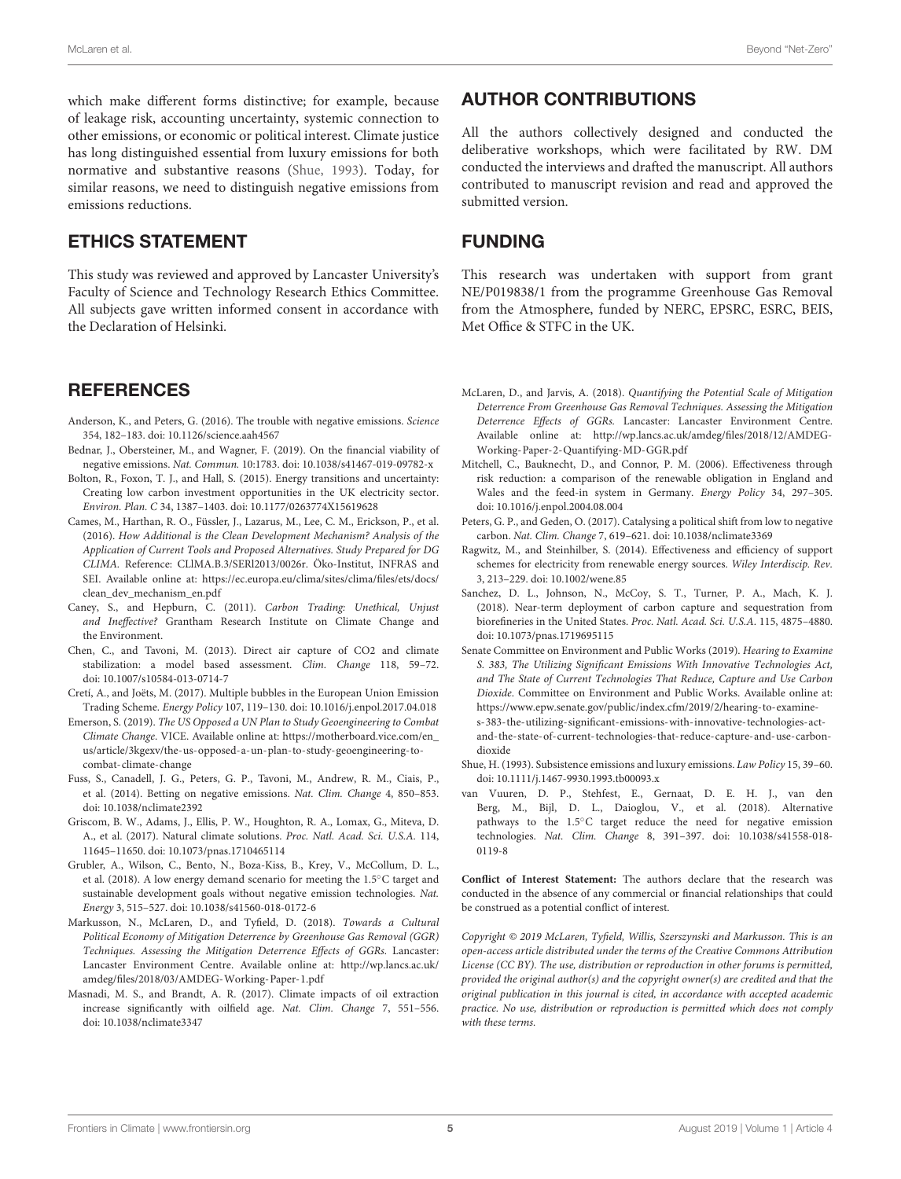which make different forms distinctive; for example, because of leakage risk, accounting uncertainty, systemic connection to other emissions, or economic or political interest. Climate justice has long distinguished essential from luxury emissions for both normative and substantive reasons (Shue, 1993). Today, for similar reasons, we need to distinguish negative emissions from emissions reductions.

## ETHICS STATEMENT

This study was reviewed and approved by Lancaster University's Faculty of Science and Technology Research Ethics Committee. All subjects gave written informed consent in accordance with the Declaration of Helsinki.

## AUTHOR CONTRIBUTIONS

All the authors collectively designed and conducted the deliberative workshops, which were facilitated by RW. DM conducted the interviews and drafted the manuscript. All authors contributed to manuscript revision and read and approved the submitted version.

## FUNDING

This research was undertaken with support from grant NE/P019838/1 from the programme Greenhouse Gas Removal from the Atmosphere, funded by NERC, EPSRC, ESRC, BEIS, Met Office & STFC in the UK.

## REFERENCES

Anderson, K., and Peters, G. (2016). The trouble with negative emissions. *Science* 354, 182–183. doi: 10.1126/science.aah4567

Bednar, J., Obersteiner, M., and Wagner, F. (2019). On the financial viability of negative emissions. *Nat. Commun.* 10:1783. doi: 10.1038/s41467-019-09782-x

Bolton, R., Foxon, T. J., and Hall, S. (2015). Energy transitions and uncertainty: Creating low carbon investment opportunities in the UK electricity sector. *Environ. Plan. C* 34, 1387–1403. doi: 10.1177/0263774X15619628

Cames, M., Harthan, R. O., Füssler, J., Lazarus, M., Lee, C. M., Erickson, P., et al. (2016). *How Additional is the Clean Development Mechanism? Analysis of the Application of Current Tools and Proposed Alternatives. Study Prepared for DG CLIMA.* Reference: CLlMA.B.3/SERl2013/0026r. Öko-Institut, INFRAS and SEI. Available online at: https://ec.europa.eu/clima/sites/clima/files/ets/docs/clean_dev_mechanism_en.pdf

Caney, S., and Hepburn, C. (2011). *Carbon Trading: Unethical, Unjust and Ineffective?* Grantham Research Institute on Climate Change and the Environment.

Chen, C., and Tavoni, M. (2013). Direct air capture of CO2 and climate stabilization: a model based assessment. *Clim. Change* 118, 59–72. doi: 10.1007/s10584-013-0714-7

Cretí, A., and Joëts, M. (2017). Multiple bubbles in the European Union Emission Trading Scheme. *Energy Policy* 107, 119–130. doi: 10.1016/j.enpol.2017.04.018

Emerson, S. (2019). *The US Opposed a UN Plan to Study Geoengineering to Combat Climate Change.* VICE. Available online at: https://motherboard.vice.com/en_us/article/3kgexv/the-us-opposed-a-un-plan-to-study-geoengineering-to-combat-climate-change

Fuss, S., Canadell, J. G., Peters, G. P., Tavoni, M., Andrew, R. M., Ciais, P., et al. (2014). Betting on negative emissions. *Nat. Clim. Change* 4, 850–853. doi: 10.1038/nclimate2392

Griscom, B. W., Adams, J., Ellis, P. W., Houghton, R. A., Lomax, G., Miteva, D. A., et al. (2017). Natural climate solutions. *Proc. Natl. Acad. Sci. U.S.A.* 114, 11645–11650. doi: 10.1073/pnas.1710465114

Grubler, A., Wilson, C., Bento, N., Boza-Kiss, B., Krey, V., McCollum, D. L., et al. (2018). A low energy demand scenario for meeting the 1.5°C target and sustainable development goals without negative emission technologies. *Nat. Energy* 3, 515–527. doi: 10.1038/s41560-018-0172-6

Markusson, N., McLaren, D., and Tyfield, D. (2018). *Towards a Cultural Political Economy of Mitigation Deterrence by Greenhouse Gas Removal (GGR) Techniques. Assessing the Mitigation Deterrence Effects of GGRs.* Lancaster: Lancaster Environment Centre. Available online at: http://wp.lancs.ac.uk/amdeg/files/2018/03/AMDEG-Working-Paper-1.pdf

Masnadi, M. S., and Brandt, A. R. (2017). Climate impacts of oil extraction increase significantly with oilfield age. *Nat. Clim. Change* 7, 551–556. doi: 10.1038/nclimate3347

McLaren, D., and Jarvis, A. (2018). *Quantifying the Potential Scale of Mitigation Deterrence From Greenhouse Gas Removal Techniques. Assessing the Mitigation Deterrence Effects of GGRs.* Lancaster: Lancaster Environment Centre. Available online at: http://wp.lancs.ac.uk/amdeg/files/2018/12/AMDEG-Working-Paper-2-Quantifying-MD-GGR.pdf

Mitchell, C., Bauknecht, D., and Connor, P. M. (2006). Effectiveness through risk reduction: a comparison of the renewable obligation in England and Wales and the feed-in system in Germany. *Energy Policy* 34, 297–305. doi: 10.1016/j.enpol.2004.08.004

Peters, G. P., and Geden, O. (2017). Catalysing a political shift from low to negative carbon. *Nat. Clim. Change* 7, 619–621. doi: 10.1038/nclimate3369

Ragwitz, M., and Steinhilber, S. (2014). Effectiveness and efficiency of support schemes for electricity from renewable energy sources. *Wiley Interdiscip. Rev.* 3, 213–229. doi: 10.1002/wene.85

Sanchez, D. L., Johnson, N., McCoy, S. T., Turner, P. A., Mach, K. J. (2018). Near-term deployment of carbon capture and sequestration from biorefineries in the United States. *Proc. Natl. Acad. Sci. U.S.A.* 115, 4875–4880. doi: 10.1073/pnas.1719695115

Senate Committee on Environment and Public Works (2019). *Hearing to Examine S. 383, The Utilizing Significant Emissions With Innovative Technologies Act, and The State of Current Technologies That Reduce, Capture and Use Carbon Dioxide.* Committee on Environment and Public Works. Available online at: https://www.epw.senate.gov/public/index.cfm/2019/2/hearing-to-examine-s-383-the-utilizing-significant-emissions-with-innovative-technologies-act-and-the-state-of-current-technologies-that-reduce-capture-and-use-carbon-dioxide

Shue, H. (1993). Subsistence emissions and luxury emissions. *Law Policy* 15, 39–60. doi: 10.1111/j.1467-9930.1993.tb00093.x

van Vuuren, D. P., Stehfest, E., Gernaat, D. E. H. J., van den Berg, M., Bijl, D. L., Daioglou, V., et al. (2018). Alternative pathways to the 1.5°C target reduce the need for negative emission technologies. *Nat. Clim. Change* 8, 391–397. doi: 10.1038/s41558-018-0119-8

**Conflict of Interest Statement:** The authors declare that the research was conducted in the absence of any commercial or financial relationships that could be construed as a potential conflict of interest.

*Copyright © 2019 McLaren, Tyfield, Willis, Szerszynski and Markusson. This is an open-access article distributed under the terms of the Creative Commons Attribution License (CC BY). The use, distribution or reproduction in other forums is permitted, provided the original author(s) and the copyright owner(s) are credited and that the original publication in this journal is cited, in accordance with accepted academic practice. No use, distribution or reproduction is permitted which does not comply with these terms.*